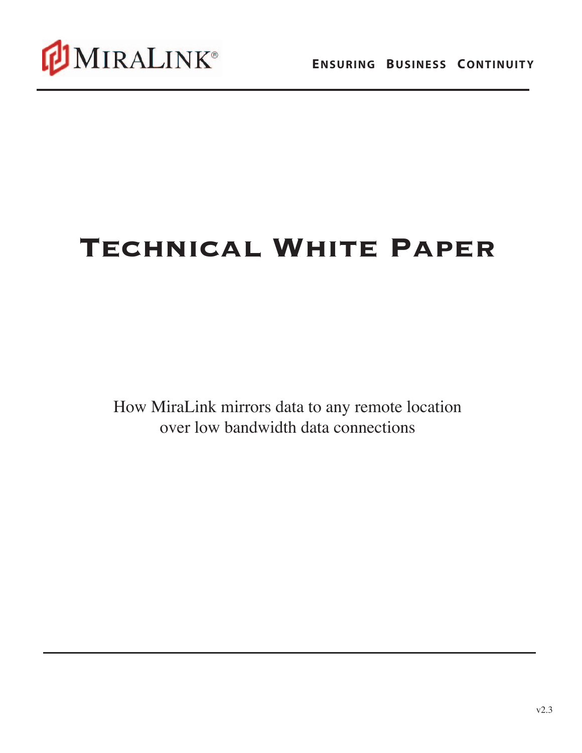MiraLink®

**Ensuring Business Continuity**

# Technical White Paper

How MiraLink mirrors data to any remote location over low bandwidth data connections

v2.3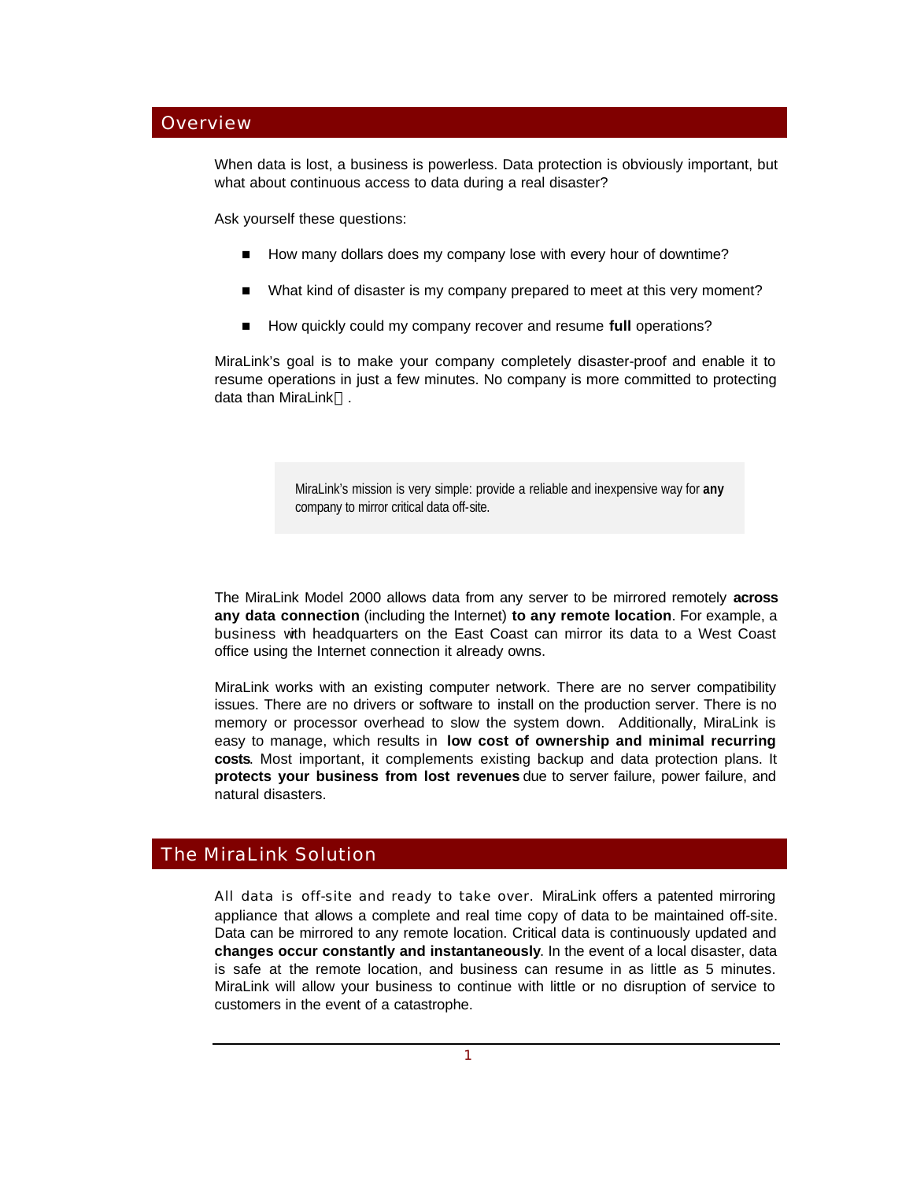## Overview

When data is lost, a business is powerless. Data protection is obviously important, but what about continuous access to data during a real disaster?

Ask yourself these questions:

- How many dollars does my company lose with every hour of downtime?
- What kind of disaster is my company prepared to meet at this very moment?
- How quickly could my company recover and resume **full** operations?

MiraLink's goal is to make your company completely disaster-proof and enable it to resume operations in just a few minutes. No company is more committed to protecting data than MiraLink.

> MiraLink's mission is very simple: provide a reliable and inexpensive way for **any** company to mirror critical data off-site.

The MiraLink Model 2000 allows data from any server to be mirrored remotely **across any data connection** (including the Internet) **to any remote location**. For example, a business with headquarters on the East Coast can mirror its data to a West Coast office using the Internet connection it already owns.

MiraLink works with an existing computer network. There are no server compatibility issues. There are no drivers or software to install on the production server. There is no memory or processor overhead to slow the system down. Additionally, MiraLink is easy to manage, which results in **low cost of ownership and minimal recurring costs**. Most important, it complements existing backup and data protection plans. It **protects your business from lost revenues** due to server failure, power failure, and natural disasters.

## The MiraLink Solution

All data is off-site and ready to take over. MiraLink offers a patented mirroring appliance that allows a complete and real time copy of data to be maintained off-site. Data can be mirrored to any remote location. Critical data is continuously updated and **changes occur constantly and instantaneously**. In the event of a local disaster, data is safe at the remote location, and business can resume in as little as 5 minutes. MiraLink will allow your business to continue with little or no disruption of service to customers in the event of a catastrophe.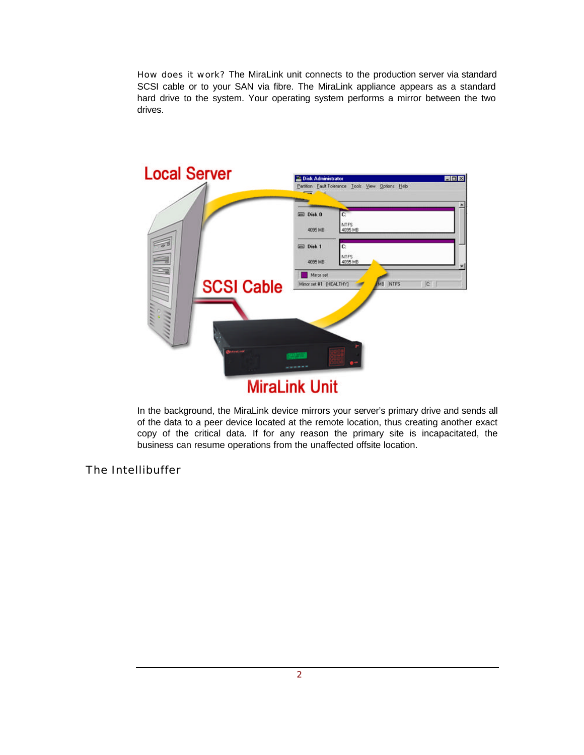How does it work? The MiraLink unit connects to the production server via standard SCSI cable or to your SAN via fibre. The MiraLink appliance appears as a standard hard drive to the system. Your operating system performs a mirror between the two drives.

In the background, the MiraLink device mirrors your server's primary drive and sends all of the data to a peer device located at the remote location, thus creating another exact copy of the critical data. If for any reason the primary site is incapacitated, the business can resume operations from the unaffected offsite location.

## The Intellibuffer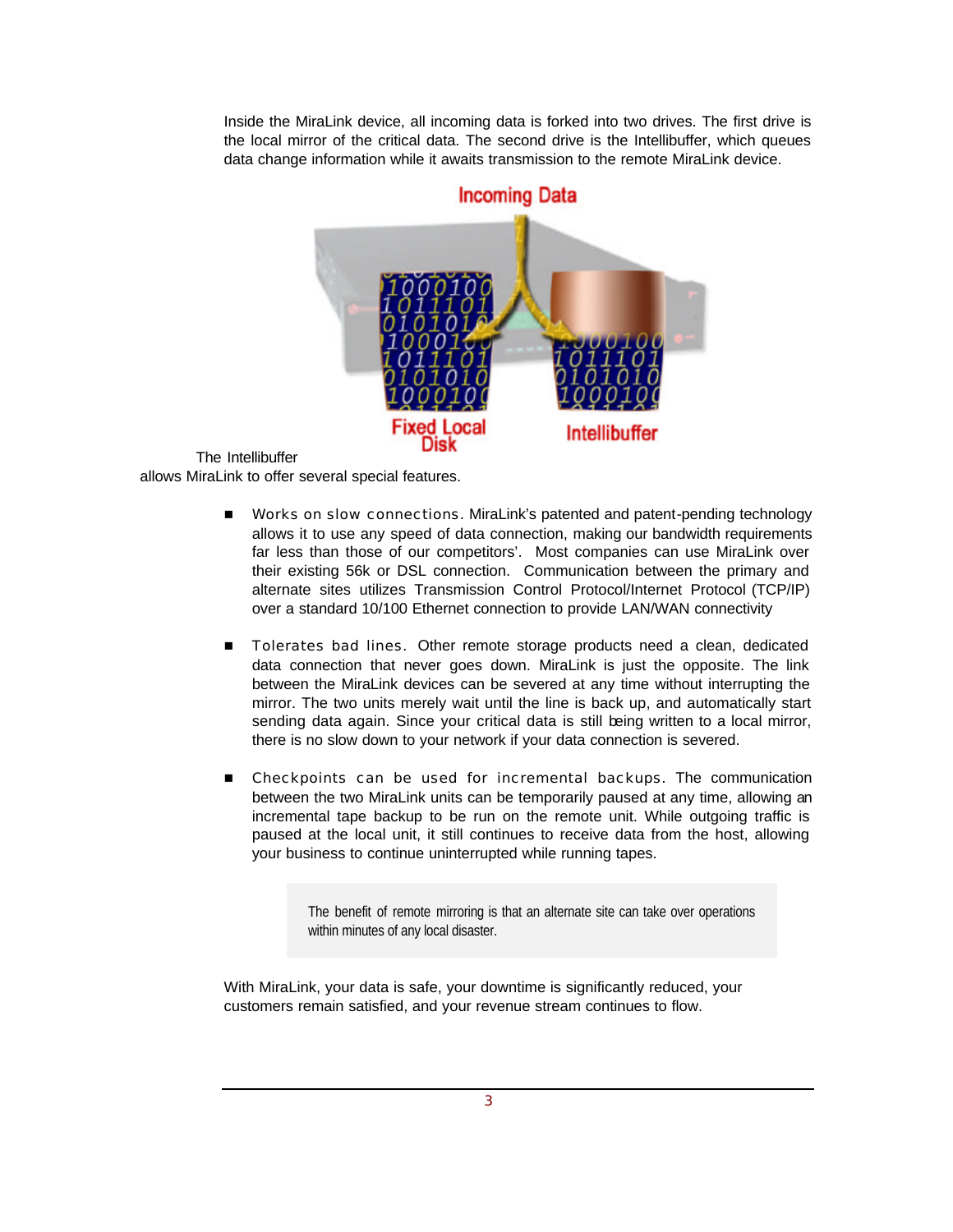Inside the MiraLink device, all incoming data is forked into two drives. The first drive is the local mirror of the critical data. The second drive is the Intellibuffer, which queues data change information while it awaits transmission to the remote MiraLink device.

The Intellibuffer allows MiraLink to offer several special features.

- Works on slow connections. MiraLink's patented and patent-pending technology allows it to use any speed of data connection, making our bandwidth requirements far less than those of our competitors'. Most companies can use MiraLink over their existing 56k or DSL connection. Communication between the primary and alternate sites utilizes Transmission Control Protocol/Internet Protocol (TCP/IP) over a standard 10/100 Ethernet connection to provide LAN/WAN connectivity

- Tolerates bad lines. Other remote storage products need a clean, dedicated data connection that never goes down. MiraLink is just the opposite. The link between the MiraLink devices can be severed at any time without interrupting the mirror. The two units merely wait until the line is back up, and automatically start sending data again. Since your critical data is still being written to a local mirror, there is no slow down to your network if your data connection is severed.

- Checkpoints can be used for incremental backups. The communication between the two MiraLink units can be temporarily paused at any time, allowing an incremental tape backup to be run on the remote unit. While outgoing traffic is paused at the local unit, it still continues to receive data from the host, allowing your business to continue uninterrupted while running tapes.

> The benefit of remote mirroring is that an alternate site can take over operations within minutes of any local disaster.

With MiraLink, your data is safe, your downtime is significantly reduced, your customers remain satisfied, and your revenue stream continues to flow.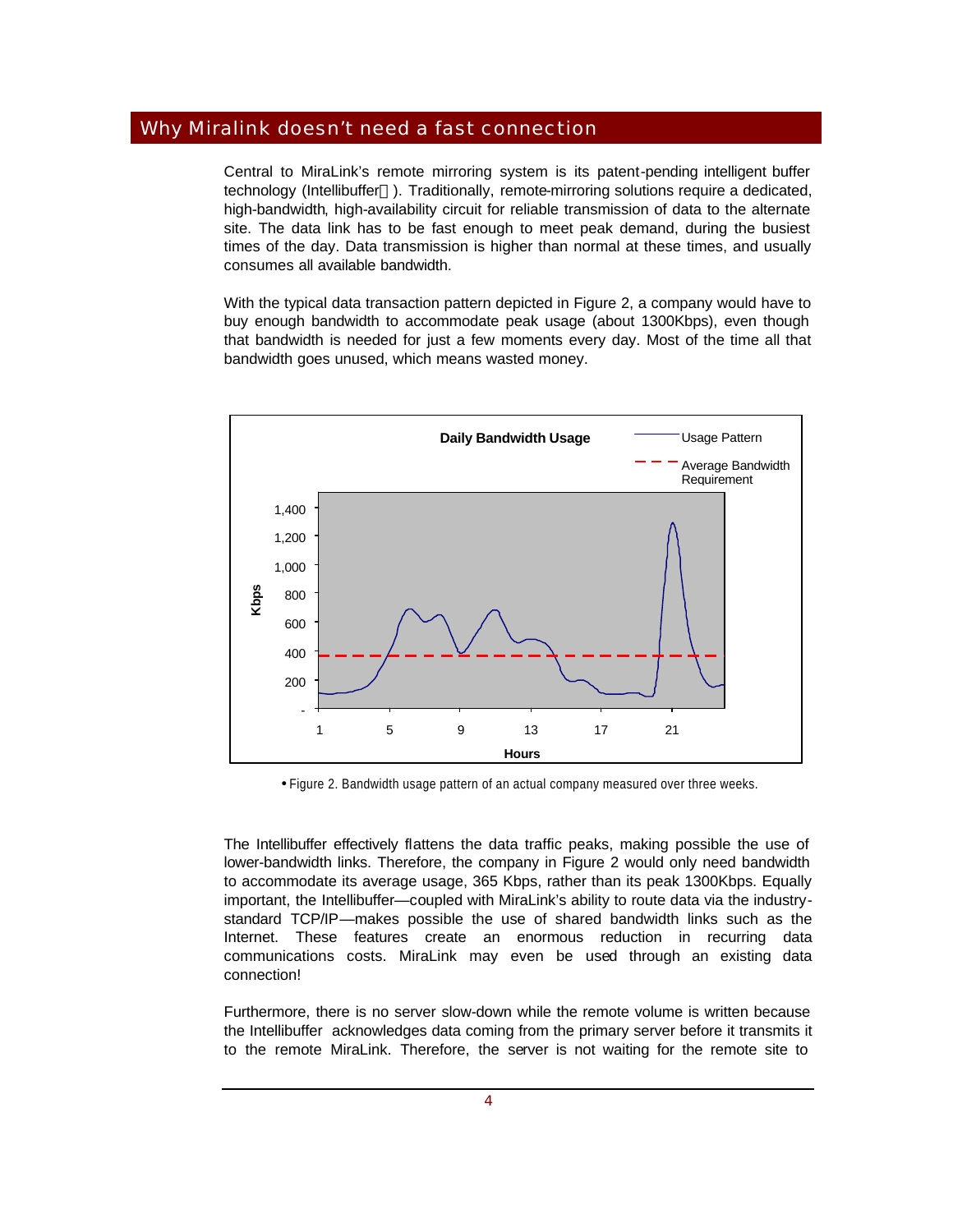## Why Miralink doesn't need a fast connection

Central to MiraLink's remote mirroring system is its patent-pending intelligent buffer technology (Intellibuffer™). Traditionally, remote-mirroring solutions require a dedicated, high-bandwidth, high-availability circuit for reliable transmission of data to the alternate site. The data link has to be fast enough to meet peak demand, during the busiest times of the day. Data transmission is higher than normal at these times, and usually consumes all available bandwidth.

With the typical data transaction pattern depicted in Figure 2, a company would have to buy enough bandwidth to accommodate peak usage (about 1300Kbps), even though that bandwidth is needed for just a few moments every day. Most of the time all that bandwidth goes unused, which means wasted money.

• Figure 2. Bandwidth usage pattern of an actual company measured over three weeks.

The Intellibuffer effectively flattens the data traffic peaks, making possible the use of lower-bandwidth links. Therefore, the company in Figure 2 would only need bandwidth to accommodate its average usage, 365 Kbps, rather than its peak 1300Kbps. Equally important, the Intellibuffer—coupled with MiraLink's ability to route data via the industry-standard TCP/IP—makes possible the use of shared bandwidth links such as the Internet. These features create an enormous reduction in recurring data communications costs. MiraLink may even be used through an existing data connection!

Furthermore, there is no server slow-down while the remote volume is written because the Intellibuffer acknowledges data coming from the primary server before it transmits it to the remote MiraLink. Therefore, the server is not waiting for the remote site to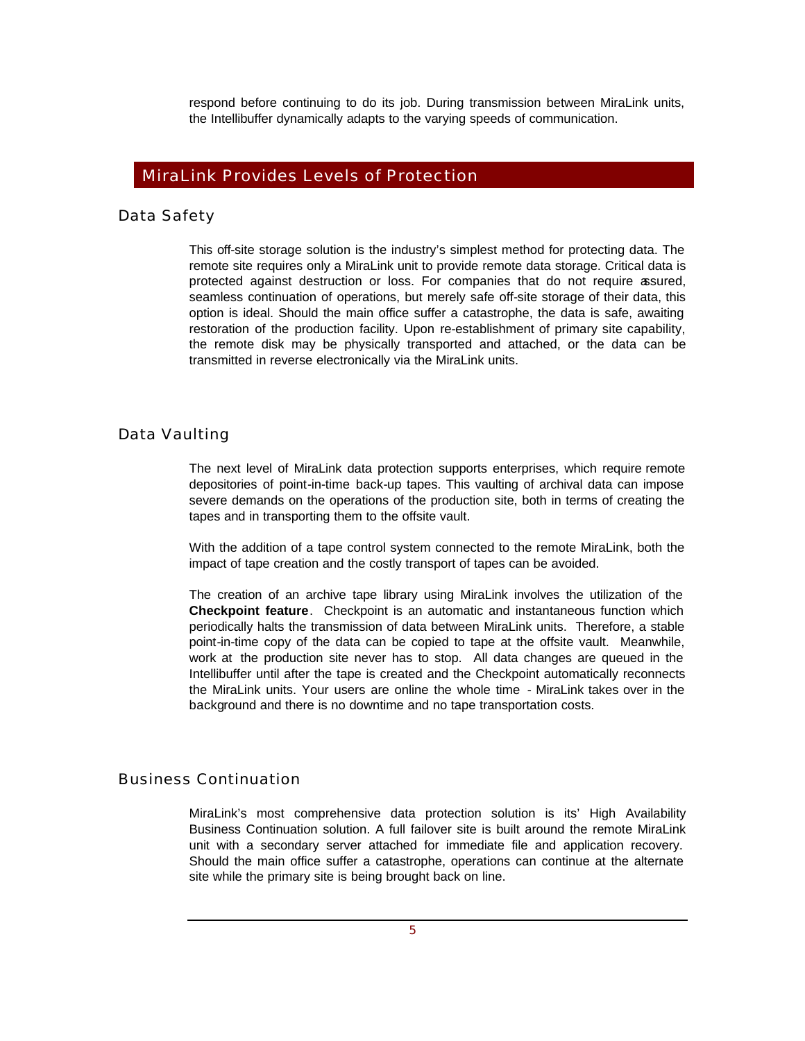respond before continuing to do its job. During transmission between MiraLink units, the Intellibuffer dynamically adapts to the varying speeds of communication.

## MiraLink Provides Levels of Protection

### Data Safety

This off-site storage solution is the industry's simplest method for protecting data. The remote site requires only a MiraLink unit to provide remote data storage. Critical data is protected against destruction or loss. For companies that do not require assured, seamless continuation of operations, but merely safe off-site storage of their data, this option is ideal. Should the main office suffer a catastrophe, the data is safe, awaiting restoration of the production facility. Upon re-establishment of primary site capability, the remote disk may be physically transported and attached, or the data can be transmitted in reverse electronically via the MiraLink units.

### Data Vaulting

The next level of MiraLink data protection supports enterprises, which require remote depositories of point-in-time back-up tapes. This vaulting of archival data can impose severe demands on the operations of the production site, both in terms of creating the tapes and in transporting them to the offsite vault.

With the addition of a tape control system connected to the remote MiraLink, both the impact of tape creation and the costly transport of tapes can be avoided.

The creation of an archive tape library using MiraLink involves the utilization of the **Checkpoint feature**. Checkpoint is an automatic and instantaneous function which periodically halts the transmission of data between MiraLink units. Therefore, a stable point-in-time copy of the data can be copied to tape at the offsite vault. Meanwhile, work at the production site never has to stop. All data changes are queued in the Intellibuffer until after the tape is created and the Checkpoint automatically reconnects the MiraLink units. Your users are online the whole time - MiraLink takes over in the background and there is no downtime and no tape transportation costs.

### Business Continuation

MiraLink's most comprehensive data protection solution is its' High Availability Business Continuation solution. A full failover site is built around the remote MiraLink unit with a secondary server attached for immediate file and application recovery. Should the main office suffer a catastrophe, operations can continue at the alternate site while the primary site is being brought back on line.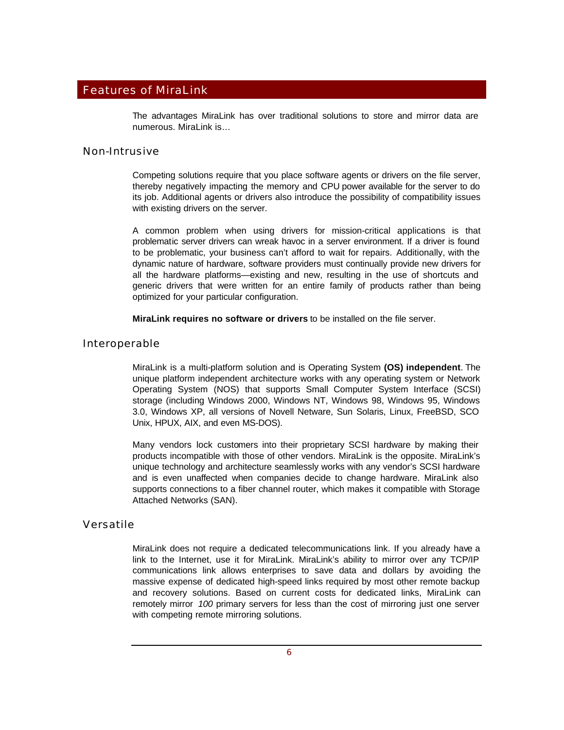## Features of MiraLink

The advantages MiraLink has over traditional solutions to store and mirror data are numerous. MiraLink is…

### Non-Intrusive

Competing solutions require that you place software agents or drivers on the file server, thereby negatively impacting the memory and CPU power available for the server to do its job. Additional agents or drivers also introduce the possibility of compatibility issues with existing drivers on the server.

A common problem when using drivers for mission-critical applications is that problematic server drivers can wreak havoc in a server environment. If a driver is found to be problematic, your business can't afford to wait for repairs. Additionally, with the dynamic nature of hardware, software providers must continually provide new drivers for all the hardware platforms—existing and new, resulting in the use of shortcuts and generic drivers that were written for an entire family of products rather than being optimized for your particular configuration.

**MiraLink requires no software or drivers** to be installed on the file server.

### Interoperable

MiraLink is a multi-platform solution and is Operating System **(OS) independent**. The unique platform independent architecture works with any operating system or Network Operating System (NOS) that supports Small Computer System Interface (SCSI) storage (including Windows 2000, Windows NT, Windows 98, Windows 95, Windows 3.0, Windows XP, all versions of Novell Netware, Sun Solaris, Linux, FreeBSD, SCO Unix, HPUX, AIX, and even MS-DOS).

Many vendors lock customers into their proprietary SCSI hardware by making their products incompatible with those of other vendors. MiraLink is the opposite. MiraLink's unique technology and architecture seamlessly works with any vendor's SCSI hardware and is even unaffected when companies decide to change hardware. MiraLink also supports connections to a fiber channel router, which makes it compatible with Storage Attached Networks (SAN).

### Versatile

MiraLink does not require a dedicated telecommunications link. If you already have a link to the Internet, use it for MiraLink. MiraLink's ability to mirror over any TCP/IP communications link allows enterprises to save data and dollars by avoiding the massive expense of dedicated high-speed links required by most other remote backup and recovery solutions. Based on current costs for dedicated links, MiraLink can remotely mirror *100* primary servers for less than the cost of mirroring just one server with competing remote mirroring solutions.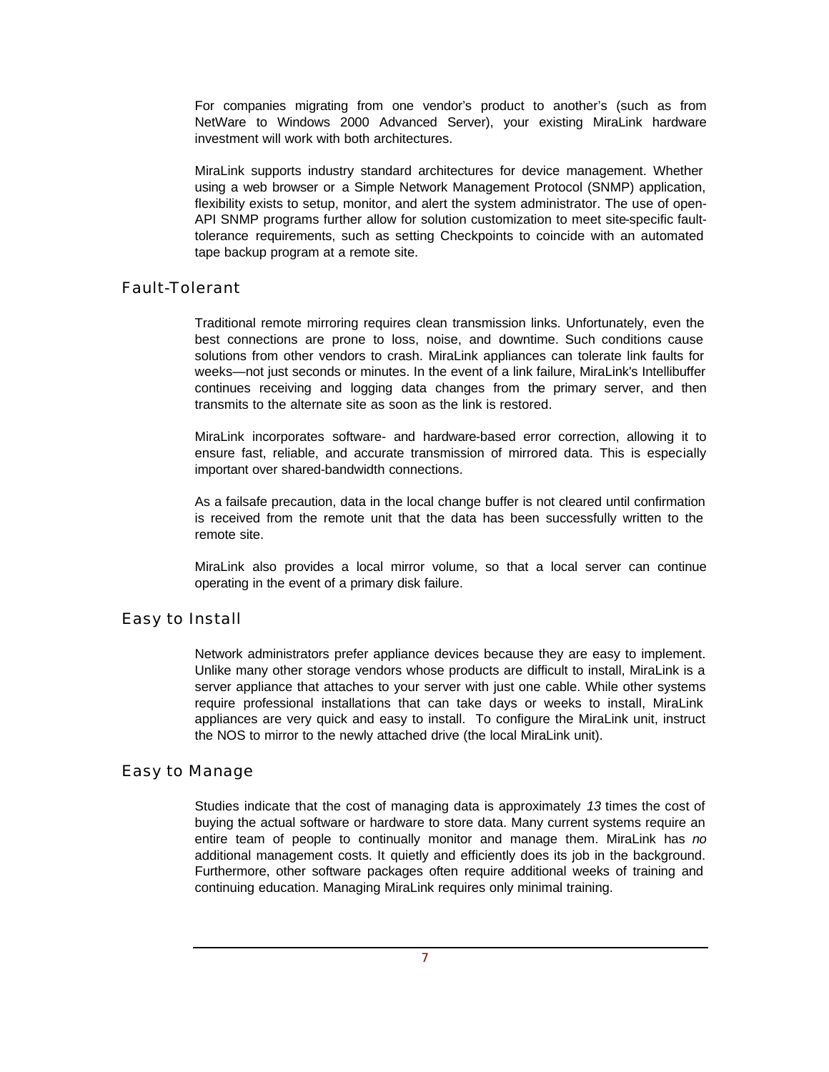For companies migrating from one vendor's product to another's (such as from NetWare to Windows 2000 Advanced Server), your existing MiraLink hardware investment will work with both architectures.

MiraLink supports industry standard architectures for device management. Whether using a web browser or a Simple Network Management Protocol (SNMP) application, flexibility exists to setup, monitor, and alert the system administrator. The use of open-API SNMP programs further allow for solution customization to meet site-specific fault-tolerance requirements, such as setting Checkpoints to coincide with an automated tape backup program at a remote site.

## Fault-Tolerant

Traditional remote mirroring requires clean transmission links. Unfortunately, even the best connections are prone to loss, noise, and downtime. Such conditions cause solutions from other vendors to crash. MiraLink appliances can tolerate link faults for weeks—not just seconds or minutes. In the event of a link failure, MiraLink's Intellibuffer continues receiving and logging data changes from the primary server, and then transmits to the alternate site as soon as the link is restored.

MiraLink incorporates software- and hardware-based error correction, allowing it to ensure fast, reliable, and accurate transmission of mirrored data. This is especially important over shared-bandwidth connections.

As a failsafe precaution, data in the local change buffer is not cleared until confirmation is received from the remote unit that the data has been successfully written to the remote site.

MiraLink also provides a local mirror volume, so that a local server can continue operating in the event of a primary disk failure.

## Easy to Install

Network administrators prefer appliance devices because they are easy to implement. Unlike many other storage vendors whose products are difficult to install, MiraLink is a server appliance that attaches to your server with just one cable. While other systems require professional installations that can take days or weeks to install, MiraLink appliances are very quick and easy to install. To configure the MiraLink unit, instruct the NOS to mirror to the newly attached drive (the local MiraLink unit).

## Easy to Manage

Studies indicate that the cost of managing data is approximately *13* times the cost of buying the actual software or hardware to store data. Many current systems require an entire team of people to continually monitor and manage them. MiraLink has *no* additional management costs. It quietly and efficiently does its job in the background. Furthermore, other software packages often require additional weeks of training and continuing education. Managing MiraLink requires only minimal training.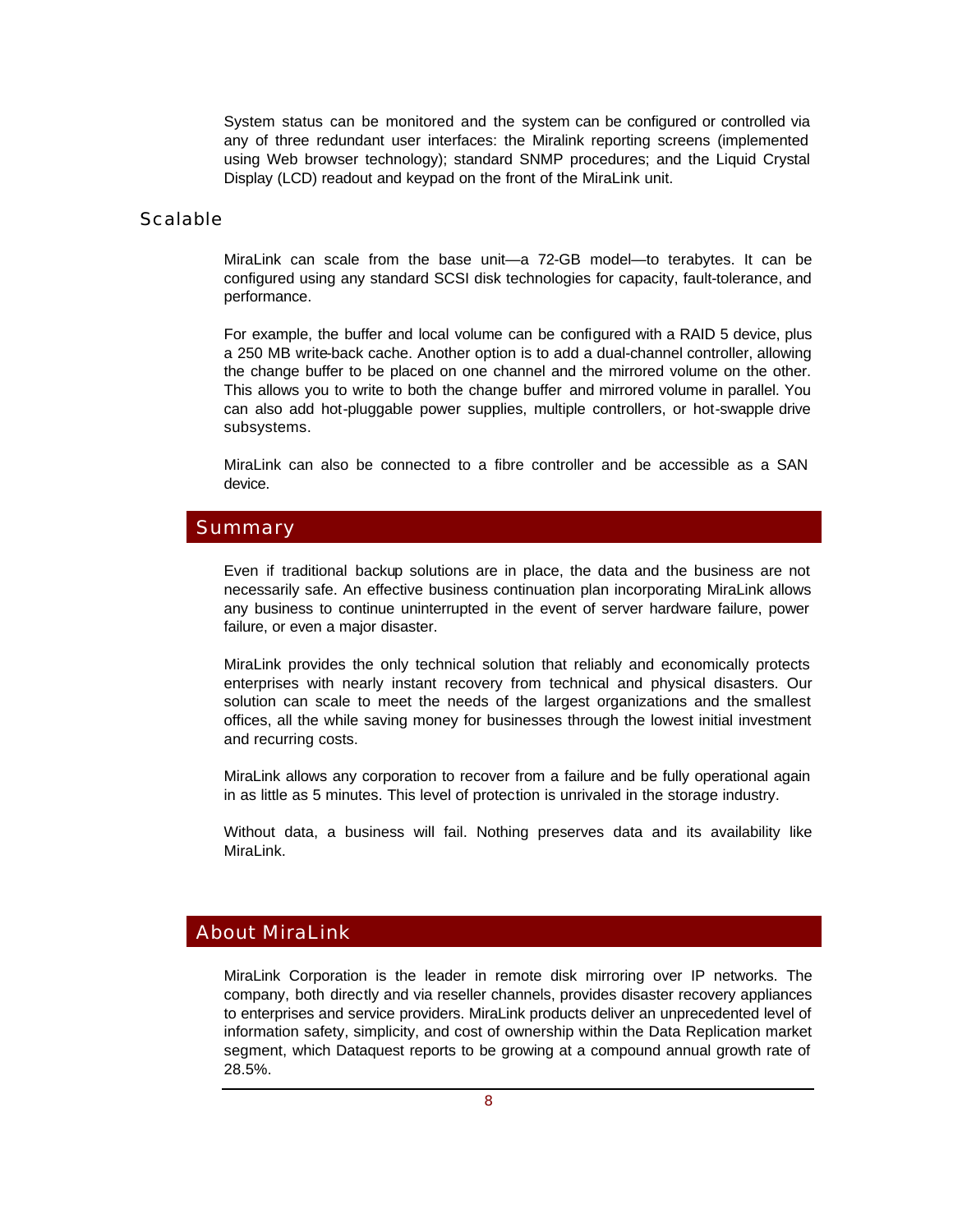System status can be monitored and the system can be configured or controlled via any of three redundant user interfaces: the Miralink reporting screens (implemented using Web browser technology); standard SNMP procedures; and the Liquid Crystal Display (LCD) readout and keypad on the front of the MiraLink unit.

### Scalable

MiraLink can scale from the base unit—a 72-GB model—to terabytes. It can be configured using any standard SCSI disk technologies for capacity, fault-tolerance, and performance.

For example, the buffer and local volume can be configured with a RAID 5 device, plus a 250 MB write-back cache. Another option is to add a dual-channel controller, allowing the change buffer to be placed on one channel and the mirrored volume on the other. This allows you to write to both the change buffer and mirrored volume in parallel. You can also add hot-pluggable power supplies, multiple controllers, or hot-swapple drive subsystems.

MiraLink can also be connected to a fibre controller and be accessible as a SAN device.

## Summary

Even if traditional backup solutions are in place, the data and the business are not necessarily safe. An effective business continuation plan incorporating MiraLink allows any business to continue uninterrupted in the event of server hardware failure, power failure, or even a major disaster.

MiraLink provides the only technical solution that reliably and economically protects enterprises with nearly instant recovery from technical and physical disasters. Our solution can scale to meet the needs of the largest organizations and the smallest offices, all the while saving money for businesses through the lowest initial investment and recurring costs.

MiraLink allows any corporation to recover from a failure and be fully operational again in as little as 5 minutes. This level of protection is unrivaled in the storage industry.

Without data, a business will fail. Nothing preserves data and its availability like MiraLink.

## About MiraLink

MiraLink Corporation is the leader in remote disk mirroring over IP networks. The company, both directly and via reseller channels, provides disaster recovery appliances to enterprises and service providers. MiraLink products deliver an unprecedented level of information safety, simplicity, and cost of ownership within the Data Replication market segment, which Dataquest reports to be growing at a compound annual growth rate of 28.5%.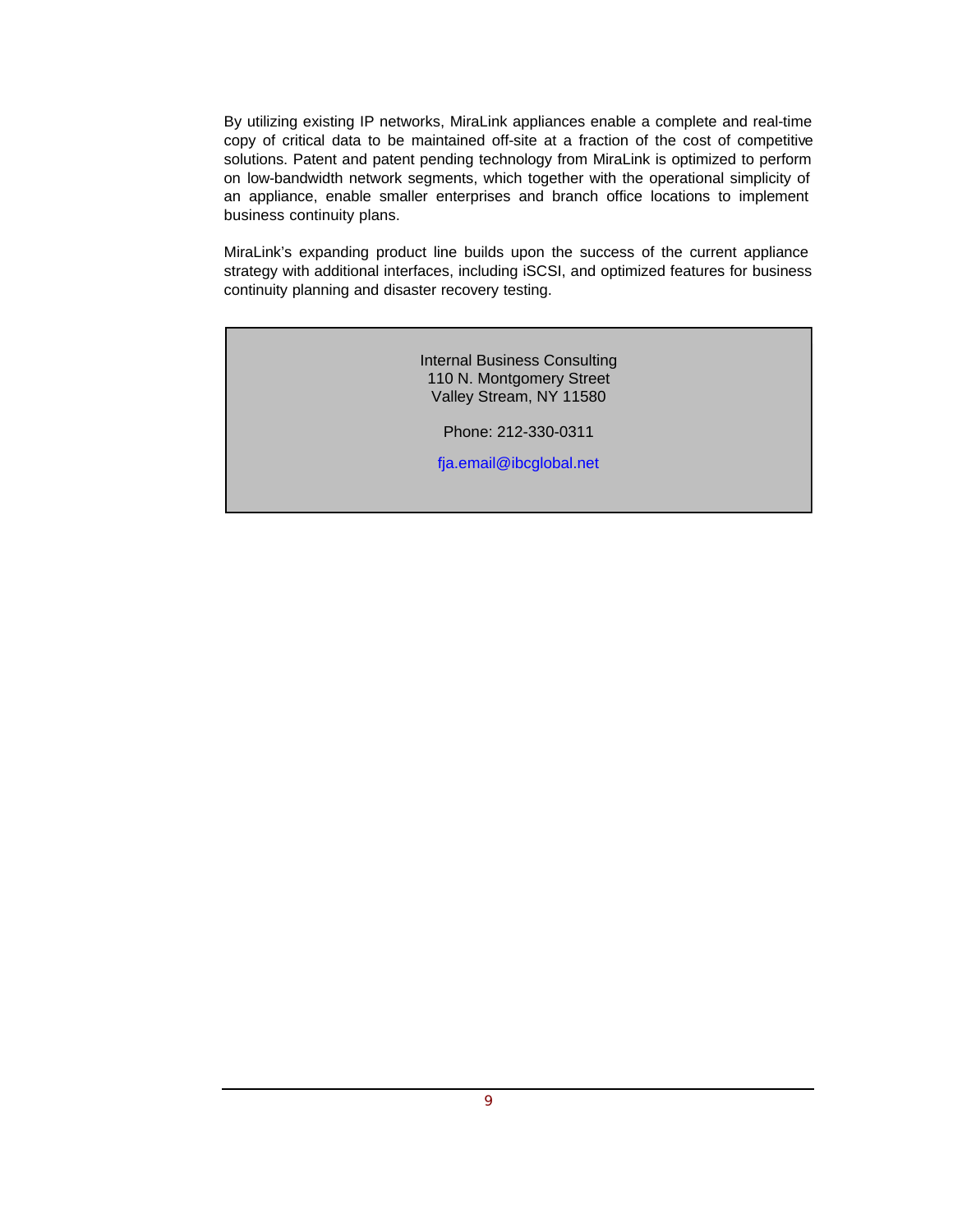By utilizing existing IP networks, MiraLink appliances enable a complete and real-time copy of critical data to be maintained off-site at a fraction of the cost of competitive solutions. Patent and patent pending technology from MiraLink is optimized to perform on low-bandwidth network segments, which together with the operational simplicity of an appliance, enable smaller enterprises and branch office locations to implement business continuity plans.

MiraLink's expanding product line builds upon the success of the current appliance strategy with additional interfaces, including iSCSI, and optimized features for business continuity planning and disaster recovery testing.

Internal Business Consulting
110 N. Montgomery Street
Valley Stream, NY 11580

Phone: 212-330-0311

fja.email@ibcglobal.net